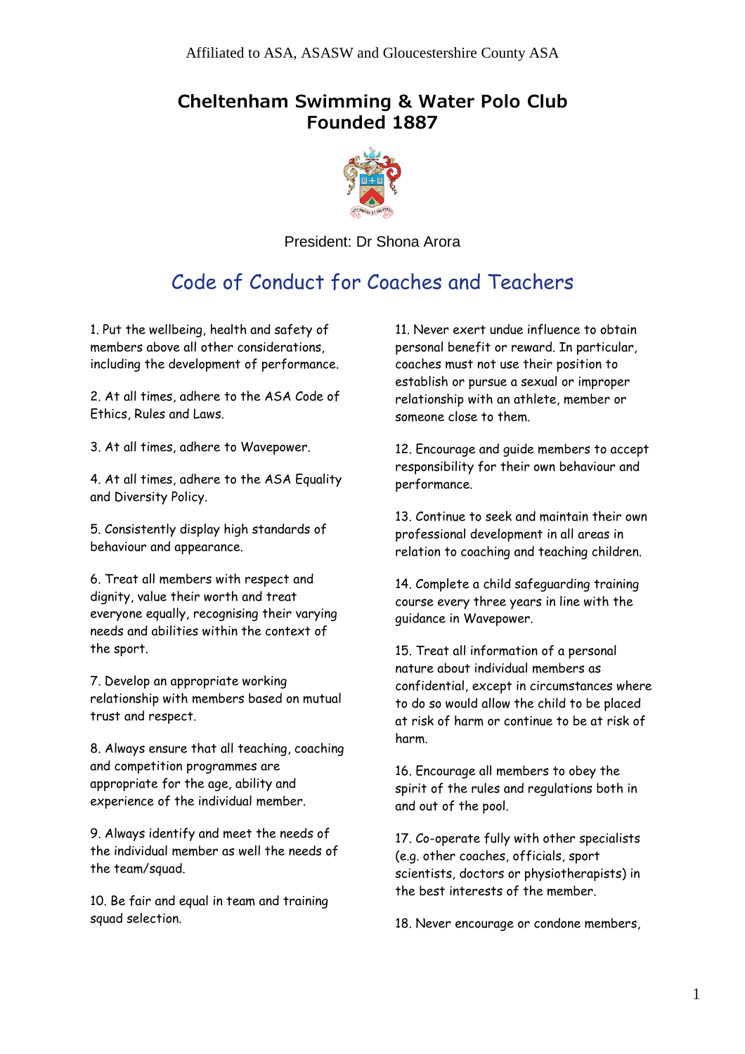Affiliated to ASA, ASASW and Gloucestershire County ASA

## Cheltenham Swimming & Water Polo Club
## Founded 1887

President: Dr Shona Arora

# Code of Conduct for Coaches and Teachers

1. Put the wellbeing, health and safety of members above all other considerations, including the development of performance.

2. At all times, adhere to the ASA Code of Ethics, Rules and Laws.

3. At all times, adhere to Wavepower.

4. At all times, adhere to the ASA Equality and Diversity Policy.

5. Consistently display high standards of behaviour and appearance.

6. Treat all members with respect and dignity, value their worth and treat everyone equally, recognising their varying needs and abilities within the context of the sport.

7. Develop an appropriate working relationship with members based on mutual trust and respect.

8. Always ensure that all teaching, coaching and competition programmes are appropriate for the age, ability and experience of the individual member.

9. Always identify and meet the needs of the individual member as well the needs of the team/squad.

10. Be fair and equal in team and training squad selection.

11. Never exert undue influence to obtain personal benefit or reward. In particular, coaches must not use their position to establish or pursue a sexual or improper relationship with an athlete, member or someone close to them.

12. Encourage and guide members to accept responsibility for their own behaviour and performance.

13. Continue to seek and maintain their own professional development in all areas in relation to coaching and teaching children.

14. Complete a child safeguarding training course every three years in line with the guidance in Wavepower.

15. Treat all information of a personal nature about individual members as confidential, except in circumstances where to do so would allow the child to be placed at risk of harm or continue to be at risk of harm.

16. Encourage all members to obey the spirit of the rules and regulations both in and out of the pool.

17. Co-operate fully with other specialists (e.g. other coaches, officials, sport scientists, doctors or physiotherapists) in the best interests of the member.

18. Never encourage or condone members,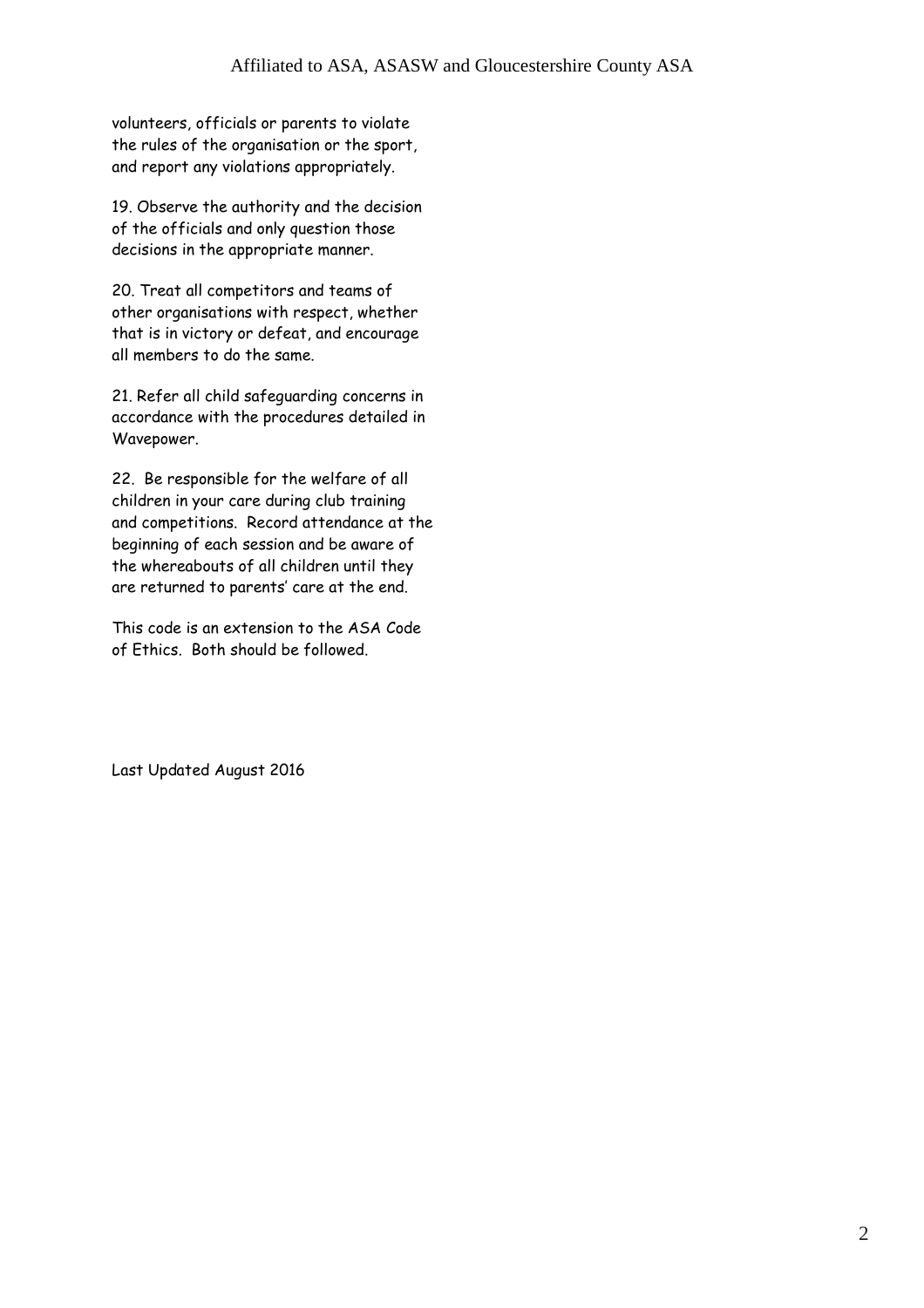volunteers, officials or parents to violate the rules of the organisation or the sport, and report any violations appropriately.

19. Observe the authority and the decision of the officials and only question those decisions in the appropriate manner.

20. Treat all competitors and teams of other organisations with respect, whether that is in victory or defeat, and encourage all members to do the same.

21. Refer all child safeguarding concerns in accordance with the procedures detailed in Wavepower.

22. Be responsible for the welfare of all children in your care during club training and competitions. Record attendance at the beginning of each session and be aware of the whereabouts of all children until they are returned to parents' care at the end.

This code is an extension to the ASA Code of Ethics. Both should be followed.

Last Updated August 2016